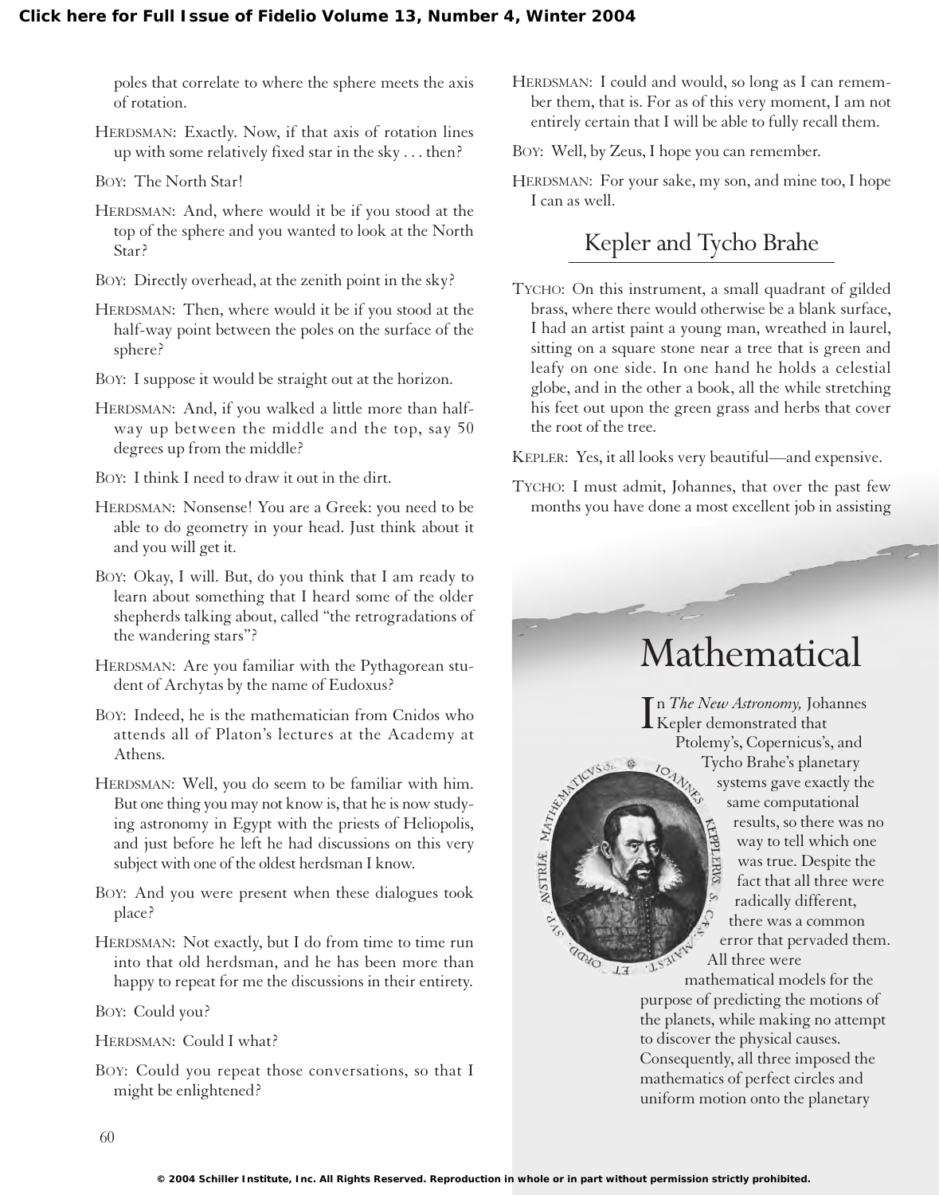poles that correlate to where the sphere meets the axis of rotation.

HERDSMAN: Exactly. Now, if that axis of rotation lines up with some relatively fixed star in the sky . . . then?

BOY: The North Star!

HERDSMAN: And, where would it be if you stood at the top of the sphere and you wanted to look at the North Star?

BOY: Directly overhead, at the zenith point in the sky?

HERDSMAN: Then, where would it be if you stood at the half-way point between the poles on the surface of the sphere?

BOY: I suppose it would be straight out at the horizon.

HERDSMAN: And, if you walked a little more than half-way up between the middle and the top, say 50 degrees up from the middle?

BOY: I think I need to draw it out in the dirt.

HERDSMAN: Nonsense! You are a Greek: you need to be able to do geometry in your head. Just think about it and you will get it.

BOY: Okay, I will. But, do you think that I am ready to learn about something that I heard some of the older shepherds talking about, called "the retrogradations of the wandering stars"?

HERDSMAN: Are you familiar with the Pythagorean student of Archytas by the name of Eudoxus?

BOY: Indeed, he is the mathematician from Cnidos who attends all of Platon's lectures at the Academy at Athens.

HERDSMAN: Well, you do seem to be familiar with him. But one thing you may not know is, that he is now studying astronomy in Egypt with the priests of Heliopolis, and just before he left he had discussions on this very subject with one of the oldest herdsman I know.

BOY: And you were present when these dialogues took place?

HERDSMAN: Not exactly, but I do from time to time run into that old herdsman, and he has been more than happy to repeat for me the discussions in their entirety.

BOY: Could you?

HERDSMAN: Could I what?

BOY: Could you repeat those conversations, so that I might be enlightened?

HERDSMAN: I could and would, so long as I can remember them, that is. For as of this very moment, I am not entirely certain that I will be able to fully recall them.

BOY: Well, by Zeus, I hope you can remember.

HERDSMAN: For your sake, my son, and mine too, I hope I can as well.

## Kepler and Tycho Brahe

TYCHO: On this instrument, a small quadrant of gilded brass, where there would otherwise be a blank surface, I had an artist paint a young man, wreathed in laurel, sitting on a square stone near a tree that is green and leafy on one side. In one hand he holds a celestial globe, and in the other a book, all the while stretching his feet out upon the green grass and herbs that cover the root of the tree.

KEPLER: Yes, it all looks very beautiful—and expensive.

TYCHO: I must admit, Johannes, that over the past few months you have done a most excellent job in assisting

## Mathematical

In *The New Astronomy,* Johannes Kepler demonstrated that Ptolemy's, Copernicus's, and Tycho Brahe's planetary systems gave exactly the same computational results, so there was no way to tell which one was true. Despite the fact that all three were radically different, there was a common error that pervaded them. All three were mathematical models for the purpose of predicting the motions of the planets, while making no attempt to discover the physical causes. Consequently, all three imposed the mathematics of perfect circles and uniform motion onto the planetary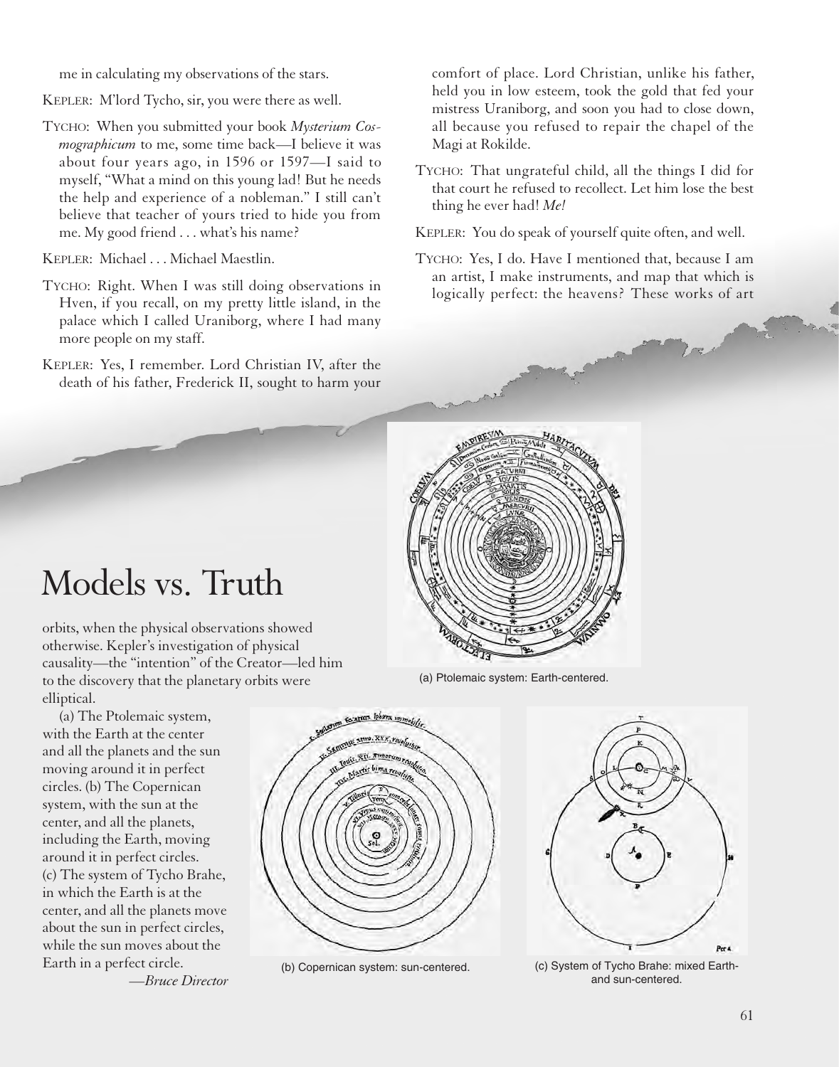me in calculating my observations of the stars.

KEPLER: M'lord Tycho, sir, you were there as well.

TYCHO: When you submitted your book *Mysterium Cosmographicum* to me, some time back—I believe it was about four years ago, in 1596 or 1597—I said to myself, "What a mind on this young lad! But he needs the help and experience of a nobleman." I still can't believe that teacher of yours tried to hide you from me. My good friend . . . what's his name?

KEPLER: Michael . . . Michael Maestlin.

TYCHO: Right. When I was still doing observations in Hven, if you recall, on my pretty little island, in the palace which I called Uraniborg, where I had many more people on my staff.

KEPLER: Yes, I remember. Lord Christian IV, after the death of his father, Frederick II, sought to harm your comfort of place. Lord Christian, unlike his father, held you in low esteem, took the gold that fed your mistress Uraniborg, and soon you had to close down, all because you refused to repair the chapel of the Magi at Rokilde.

TYCHO: That ungrateful child, all the things I did for that court he refused to recollect. Let him lose the best thing he ever had! *Me!*

KEPLER: You do speak of yourself quite often, and well.

TYCHO: Yes, I do. Have I mentioned that, because I am an artist, I make instruments, and map that which is logically perfect: the heavens? These works of art

# Models vs. Truth

orbits, when the physical observations showed otherwise. Kepler's investigation of physical causality—the "intention" of the Creator—led him to the discovery that the planetary orbits were elliptical.

(a) The Ptolemaic system, with the Earth at the center and all the planets and the sun moving around it in perfect circles. (b) The Copernican system, with the sun at the center, and all the planets, including the Earth, moving around it in perfect circles. (c) The system of Tycho Brahe, in which the Earth is at the center, and all the planets move about the sun in perfect circles, while the sun moves about the Earth in a perfect circle.

*—Bruce Director*

(a) Ptolemaic system: Earth-centered.

(b) Copernican system: sun-centered.

(c) System of Tycho Brahe: mixed Earth- and sun-centered.